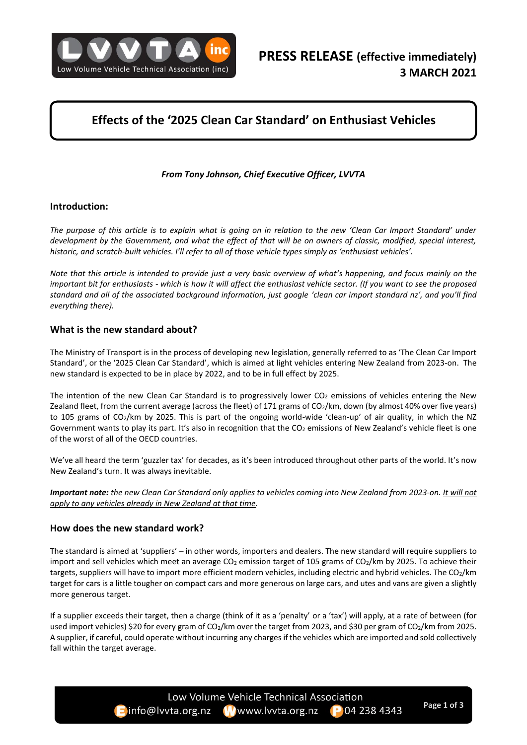**PRESS RELEASE (effective immediately)**
**3 MARCH 2021**

# Effects of the '2025 Clean Car Standard' on Enthusiast Vehicles

***From Tony Johnson, Chief Executive Officer, LVVTA***

## Introduction:

*The purpose of this article is to explain what is going on in relation to the new 'Clean Car Import Standard' under development by the Government, and what the effect of that will be on owners of classic, modified, special interest, historic, and scratch-built vehicles. I'll refer to all of those vehicle types simply as 'enthusiast vehicles'.*

*Note that this article is intended to provide just a very basic overview of what's happening, and focus mainly on the important bit for enthusiasts - which is how it will affect the enthusiast vehicle sector. (If you want to see the proposed standard and all of the associated background information, just google 'clean car import standard nz', and you'll find everything there).*

## What is the new standard about?

The Ministry of Transport is in the process of developing new legislation, generally referred to as 'The Clean Car Import Standard', or the '2025 Clean Car Standard', which is aimed at light vehicles entering New Zealand from 2023-on. The new standard is expected to be in place by 2022, and to be in full effect by 2025.

The intention of the new Clean Car Standard is to progressively lower $CO_2$ emissions of vehicles entering the New Zealand fleet, from the current average (across the fleet) of 171 grams of $CO_2$/km, down (by almost 40% over five years) to 105 grams of $CO_2$/km by 2025. This is part of the ongoing world-wide 'clean-up' of air quality, in which the NZ Government wants to play its part. It's also in recognition that the $CO_2$ emissions of New Zealand's vehicle fleet is one of the worst of all of the OECD countries.

We've all heard the term 'guzzler tax' for decades, as it's been introduced throughout other parts of the world. It's now New Zealand's turn. It was always inevitable.

***Important note:*** *the new Clean Car Standard only applies to vehicles coming into New Zealand from 2023-on. <u>It will not apply to any vehicles already in New Zealand at that time</u>.*

## How does the new standard work?

The standard is aimed at 'suppliers' – in other words, importers and dealers. The new standard will require suppliers to import and sell vehicles which meet an average $CO_2$ emission target of 105 grams of $CO_2$/km by 2025. To achieve their targets, suppliers will have to import more efficient modern vehicles, including electric and hybrid vehicles. The $CO_2$/km target for cars is a little tougher on compact cars and more generous on large cars, and utes and vans are given a slightly more generous target.

If a supplier exceeds their target, then a charge (think of it as a 'penalty' or a 'tax') will apply, at a rate of between (for used import vehicles) \$20 for every gram of $CO_2$/km over the target from 2023, and \$30 per gram of $CO_2$/km from 2025. A supplier, if careful, could operate without incurring any charges if the vehicles which are imported and sold collectively fall within the target average.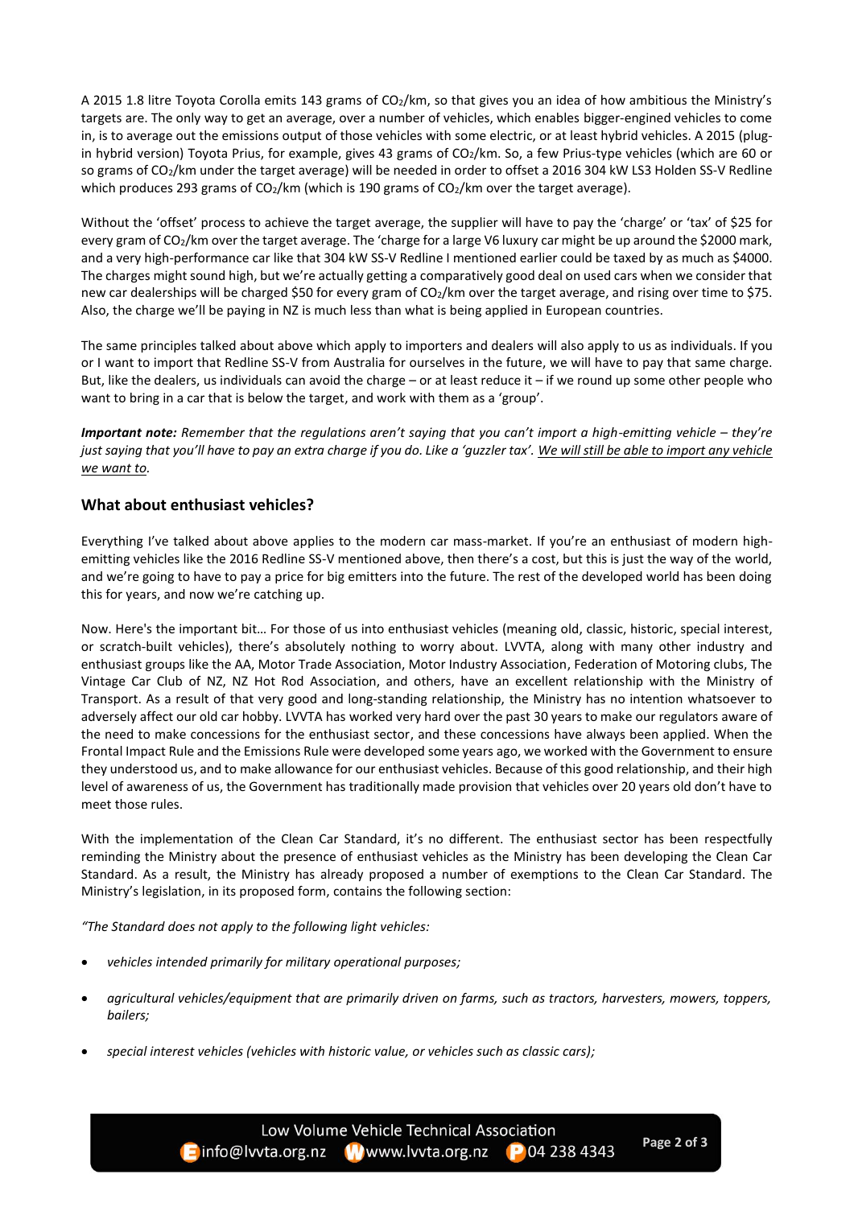A 2015 1.8 litre Toyota Corolla emits 143 grams of $CO_2$/km, so that gives you an idea of how ambitious the Ministry's targets are. The only way to get an average, over a number of vehicles, which enables bigger-engined vehicles to come in, is to average out the emissions output of those vehicles with some electric, or at least hybrid vehicles. A 2015 (plug-in hybrid version) Toyota Prius, for example, gives 43 grams of $CO_2$/km. So, a few Prius-type vehicles (which are 60 or so grams of $CO_2$/km under the target average) will be needed in order to offset a 2016 304 kW LS3 Holden SS-V Redline which produces 293 grams of $CO_2$/km (which is 190 grams of $CO_2$/km over the target average).

Without the 'offset' process to achieve the target average, the supplier will have to pay the 'charge' or 'tax' of $25 for every gram of $CO_2$/km over the target average. The 'charge for a large V6 luxury car might be up around the $2000 mark, and a very high-performance car like that 304 kW SS-V Redline I mentioned earlier could be taxed by as much as $4000. The charges might sound high, but we're actually getting a comparatively good deal on used cars when we consider that new car dealerships will be charged $50 for every gram of $CO_2$/km over the target average, and rising over time to $75. Also, the charge we'll be paying in NZ is much less than what is being applied in European countries.

The same principles talked about above which apply to importers and dealers will also apply to us as individuals. If you or I want to import that Redline SS-V from Australia for ourselves in the future, we will have to pay that same charge. But, like the dealers, us individuals can avoid the charge – or at least reduce it – if we round up some other people who want to bring in a car that is below the target, and work with them as a 'group'.

***Important note:*** *Remember that the regulations aren't saying that you can't import a high-emitting vehicle – they're just saying that you'll have to pay an extra charge if you do. Like a 'guzzler tax'. <u>We will still be able to import any vehicle we want to</u>.*

## What about enthusiast vehicles?

Everything I've talked about above applies to the modern car mass-market. If you're an enthusiast of modern high-emitting vehicles like the 2016 Redline SS-V mentioned above, then there's a cost, but this is just the way of the world, and we're going to have to pay a price for big emitters into the future. The rest of the developed world has been doing this for years, and now we're catching up.

Now. Here's the important bit… For those of us into enthusiast vehicles (meaning old, classic, historic, special interest, or scratch-built vehicles), there's absolutely nothing to worry about. LVVTA, along with many other industry and enthusiast groups like the AA, Motor Trade Association, Motor Industry Association, Federation of Motoring clubs, The Vintage Car Club of NZ, NZ Hot Rod Association, and others, have an excellent relationship with the Ministry of Transport. As a result of that very good and long-standing relationship, the Ministry has no intention whatsoever to adversely affect our old car hobby. LVVTA has worked very hard over the past 30 years to make our regulators aware of the need to make concessions for the enthusiast sector, and these concessions have always been applied. When the Frontal Impact Rule and the Emissions Rule were developed some years ago, we worked with the Government to ensure they understood us, and to make allowance for our enthusiast vehicles. Because of this good relationship, and their high level of awareness of us, the Government has traditionally made provision that vehicles over 20 years old don't have to meet those rules.

With the implementation of the Clean Car Standard, it's no different. The enthusiast sector has been respectfully reminding the Ministry about the presence of enthusiast vehicles as the Ministry has been developing the Clean Car Standard. As a result, the Ministry has already proposed a number of exemptions to the Clean Car Standard. The Ministry's legislation, in its proposed form, contains the following section:

*"The Standard does not apply to the following light vehicles:*

- *vehicles intended primarily for military operational purposes;*
- *agricultural vehicles/equipment that are primarily driven on farms, such as tractors, harvesters, mowers, toppers, bailers;*
- *special interest vehicles (vehicles with historic value, or vehicles such as classic cars);*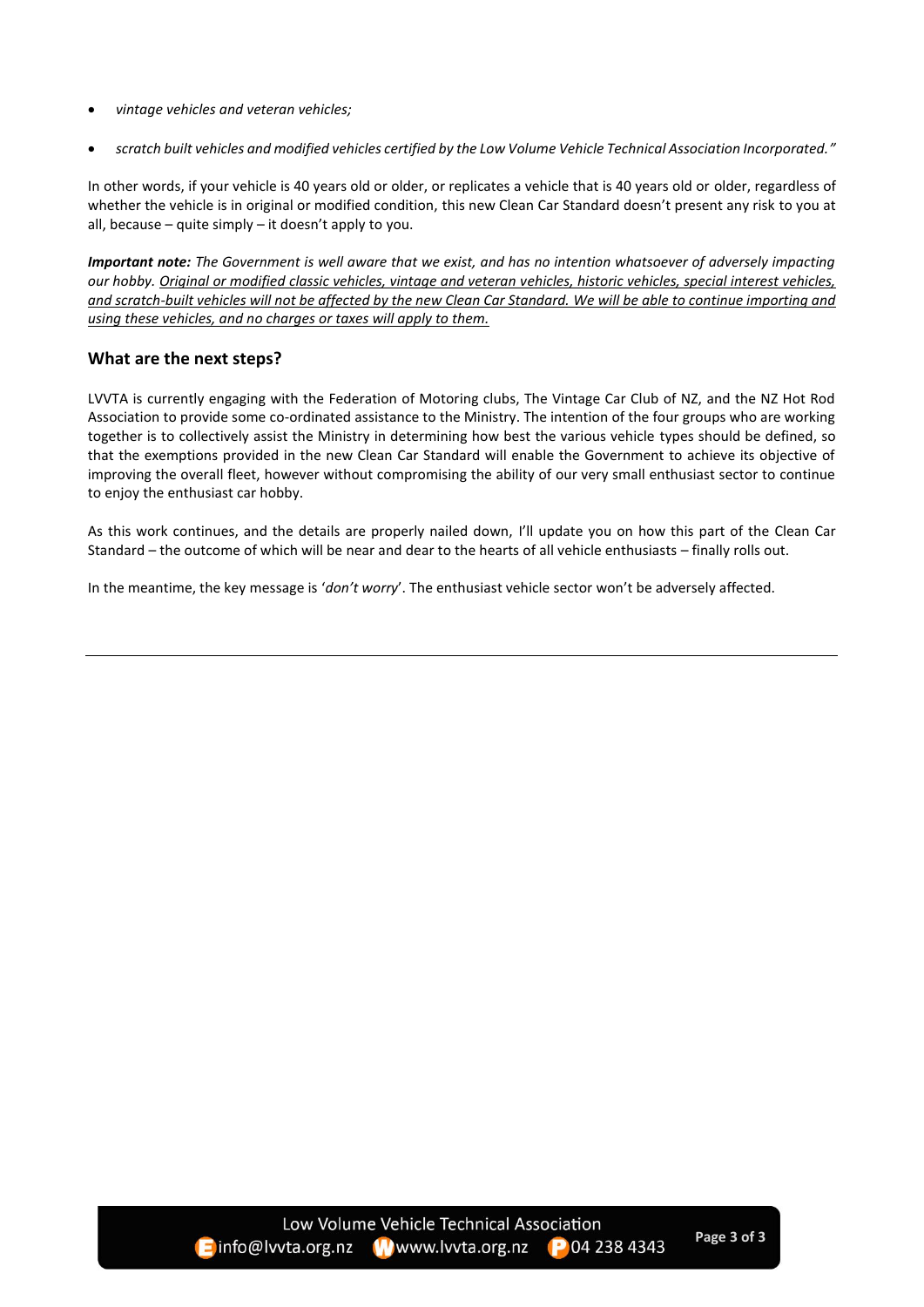- *vintage vehicles and veteran vehicles;*
- *scratch built vehicles and modified vehicles certified by the Low Volume Vehicle Technical Association Incorporated."*

In other words, if your vehicle is 40 years old or older, or replicates a vehicle that is 40 years old or older, regardless of whether the vehicle is in original or modified condition, this new Clean Car Standard doesn't present any risk to you at all, because – quite simply – it doesn't apply to you.

***Important note:*** *The Government is well aware that we exist, and has no intention whatsoever of adversely impacting our hobby. <u>Original or modified classic vehicles, vintage and veteran vehicles, historic vehicles, special interest vehicles, and scratch-built vehicles will not be affected by the new Clean Car Standard. We will be able to continue importing and using these vehicles, and no charges or taxes will apply to them.</u>*

## What are the next steps?

LVVTA is currently engaging with the Federation of Motoring clubs, The Vintage Car Club of NZ, and the NZ Hot Rod Association to provide some co-ordinated assistance to the Ministry. The intention of the four groups who are working together is to collectively assist the Ministry in determining how best the various vehicle types should be defined, so that the exemptions provided in the new Clean Car Standard will enable the Government to achieve its objective of improving the overall fleet, however without compromising the ability of our very small enthusiast sector to continue to enjoy the enthusiast car hobby.

As this work continues, and the details are properly nailed down, I'll update you on how this part of the Clean Car Standard – the outcome of which will be near and dear to the hearts of all vehicle enthusiasts – finally rolls out.

In the meantime, the key message is '*don't worry*'. The enthusiast vehicle sector won't be adversely affected.

---

Low Volume Vehicle Technical Association
E info@lvvta.org.nz W www.lvvta.org.nz P 04 238 4343